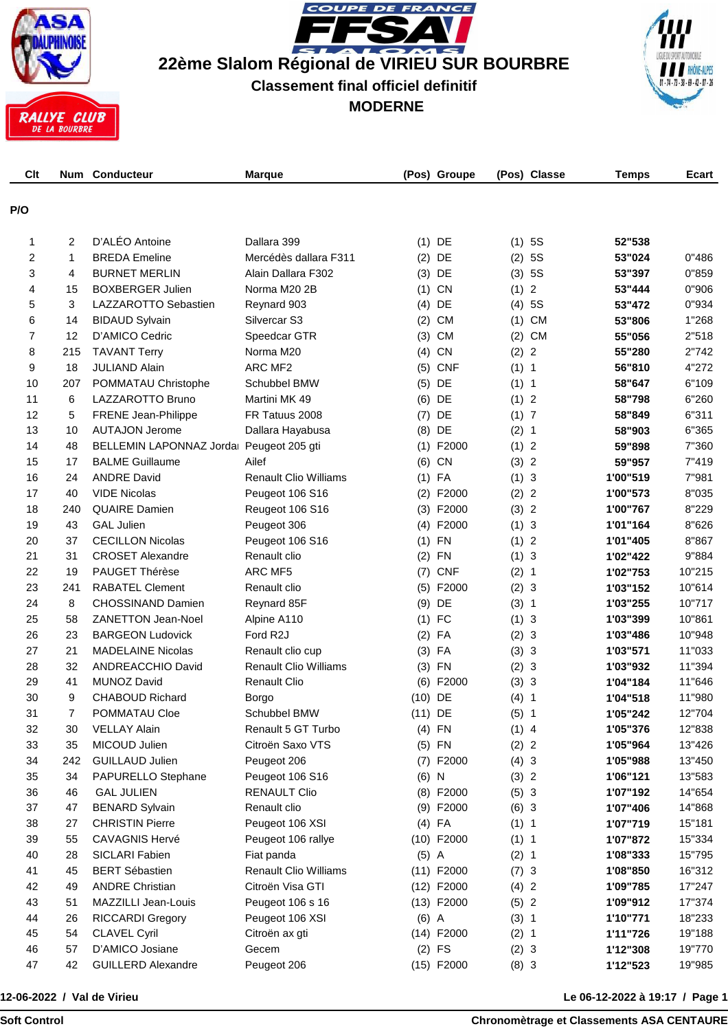# 22ème Slalom Régional de VIRIEU SUR BOURBRE

## Classement final officiel definitif

## MODERNE

| Clt | Num | Conducteur | Marque | (Pos) | Groupe | (Pos) | Classe | Temps | Ecart |
|---|---|---|---|---|---|---|---|---|---|
| **P/O** | | | | | | | | | |
| 1 | 2 | D'ALÉO Antoine | Dallara 399 | (1) | DE | (1) | 5S | **52"538** | |
| 2 | 1 | BREDA Emeline | Mercédès dallara F311 | (2) | DE | (2) | 5S | **53"024** | 0"486 |
| 3 | 4 | BURNET MERLIN | Alain Dallara F302 | (3) | DE | (3) | 5S | **53"397** | 0"859 |
| 4 | 15 | BOXBERGER Julien | Norma M20 2B | (1) | CN | (1) | 2 | **53"444** | 0"906 |
| 5 | 3 | LAZZAROTTO Sebastien | Reynard 903 | (4) | DE | (4) | 5S | **53"472** | 0"934 |
| 6 | 14 | BIDAUD Sylvain | Silvercar S3 | (2) | CM | (1) | CM | **53"806** | 1"268 |
| 7 | 12 | D'AMICO Cedric | Speedcar GTR | (3) | CM | (2) | CM | **55"056** | 2"518 |
| 8 | 215 | TAVANT Terry | Norma M20 | (4) | CN | (2) | 2 | **55"280** | 2"742 |
| 9 | 18 | JULIAND Alain | ARC MF2 | (5) | CNF | (1) | 1 | **56"810** | 4"272 |
| 10 | 207 | POMMATAU Christophe | Schubbel BMW | (5) | DE | (1) | 1 | **58"647** | 6"109 |
| 11 | 6 | LAZZAROTTO Bruno | Martini MK 49 | (6) | DE | (1) | 2 | **58"798** | 6"260 |
| 12 | 5 | FRENE Jean-Philippe | FR Tatuus 2008 | (7) | DE | (1) | 7 | **58"849** | 6"311 |
| 13 | 10 | AUTAJON Jerome | Dallara Hayabusa | (8) | DE | (2) | 1 | **58"903** | 6"365 |
| 14 | 48 | BELLEMIN LAPONNAZ Jordan | Peugeot 205 gti | (1) | F2000 | (1) | 2 | **59"898** | 7"360 |
| 15 | 17 | BALME Guillaume | Ailef | (6) | CN | (3) | 2 | **59"957** | 7"419 |
| 16 | 24 | ANDRE David | Renault Clio Williams | (1) | FA | (1) | 3 | **1'00"519** | 7"981 |
| 17 | 40 | VIDE Nicolas | Peugeot 106 S16 | (2) | F2000 | (2) | 2 | **1'00"573** | 8"035 |
| 18 | 240 | QUAIRE Damien | Reugeot 106 S16 | (3) | F2000 | (3) | 2 | **1'00"767** | 8"229 |
| 19 | 43 | GAL Julien | Peugeot 306 | (4) | F2000 | (1) | 3 | **1'01"164** | 8"626 |
| 20 | 37 | CECILLON Nicolas | Peugeot 106 S16 | (1) | FN | (1) | 2 | **1'01"405** | 8"867 |
| 21 | 31 | CROSET Alexandre | Renault clio | (2) | FN | (1) | 3 | **1'02"422** | 9"884 |
| 22 | 19 | PAUGET Thérèse | ARC MF5 | (7) | CNF | (2) | 1 | **1'02"753** | 10"215 |
| 23 | 241 | RABATEL Clement | Renault clio | (5) | F2000 | (2) | 3 | **1'03"152** | 10"614 |
| 24 | 8 | CHOSSINAND Damien | Reynard 85F | (9) | DE | (3) | 1 | **1'03"255** | 10"717 |
| 25 | 58 | ZANETTON Jean-Noel | Alpine A110 | (1) | FC | (1) | 3 | **1'03"399** | 10"861 |
| 26 | 23 | BARGEON Ludovick | Ford R2J | (2) | FA | (2) | 3 | **1'03"486** | 10"948 |
| 27 | 21 | MADELAINE Nicolas | Renault clio cup | (3) | FA | (3) | 3 | **1'03"571** | 11"033 |
| 28 | 32 | ANDREACCHIO David | Renault Clio Williams | (3) | FN | (2) | 3 | **1'03"932** | 11"394 |
| 29 | 41 | MUNOZ David | Renault Clio | (6) | F2000 | (3) | 3 | **1'04"184** | 11"646 |
| 30 | 9 | CHABOUD Richard | Borgo | (10) | DE | (4) | 1 | **1'04"518** | 11"980 |
| 31 | 7 | POMMATAU Cloe | Schubbel BMW | (11) | DE | (5) | 1 | **1'05"242** | 12"704 |
| 32 | 30 | VELLAY Alain | Renault 5 GT Turbo | (4) | FN | (1) | 4 | **1'05"376** | 12"838 |
| 33 | 35 | MICOUD Julien | Citroën Saxo VTS | (5) | FN | (2) | 2 | **1'05"964** | 13"426 |
| 34 | 242 | GUILLAUD Julien | Peugeot 206 | (7) | F2000 | (4) | 3 | **1'05"988** | 13"450 |
| 35 | 34 | PAPURELLO Stephane | Peugeot 106 S16 | (6) | N | (3) | 2 | **1'06"121** | 13"583 |
| 36 | 46 | GAL JULIEN | RENAULT Clio | (8) | F2000 | (5) | 3 | **1'07"192** | 14"654 |
| 37 | 47 | BENARD Sylvain | Renault clio | (9) | F2000 | (6) | 3 | **1'07"406** | 14"868 |
| 38 | 27 | CHRISTIN Pierre | Peugeot 106 XSI | (4) | FA | (1) | 1 | **1'07"719** | 15"181 |
| 39 | 55 | CAVAGNIS Hervé | Peugeot 106 rallye | (10) | F2000 | (1) | 1 | **1'07"872** | 15"334 |
| 40 | 28 | SICLARI Fabien | Fiat panda | (5) | A | (2) | 1 | **1'08"333** | 15"795 |
| 41 | 45 | BERT Sébastien | Renault Clio Williams | (11) | F2000 | (7) | 3 | **1'08"850** | 16"312 |
| 42 | 49 | ANDRE Christian | Citroën Visa GTI | (12) | F2000 | (4) | 2 | **1'09"785** | 17"247 |
| 43 | 51 | MAZZILLI Jean-Louis | Peugeot 106 s 16 | (13) | F2000 | (5) | 2 | **1'09"912** | 17"374 |
| 44 | 26 | RICCARDI Gregory | Peugeot 106 XSI | (6) | A | (3) | 1 | **1'10"771** | 18"233 |
| 45 | 54 | CLAVEL Cyril | Citroën ax gti | (14) | F2000 | (2) | 1 | **1'11"726** | 19"188 |
| 46 | 57 | D'AMICO Josiane | Gecem | (2) | FS | (2) | 3 | **1'12"308** | 19"770 |
| 47 | 42 | GUILLERD Alexandre | Peugeot 206 | (15) | F2000 | (8) | 3 | **1'12"523** | 19"985 |

**12-06-2022 / Val de Virieu** — **Le 06-12-2022 à 19:17 / Page 1**

**Soft Control** — **Chronomètrage et Classements ASA CENTAURE**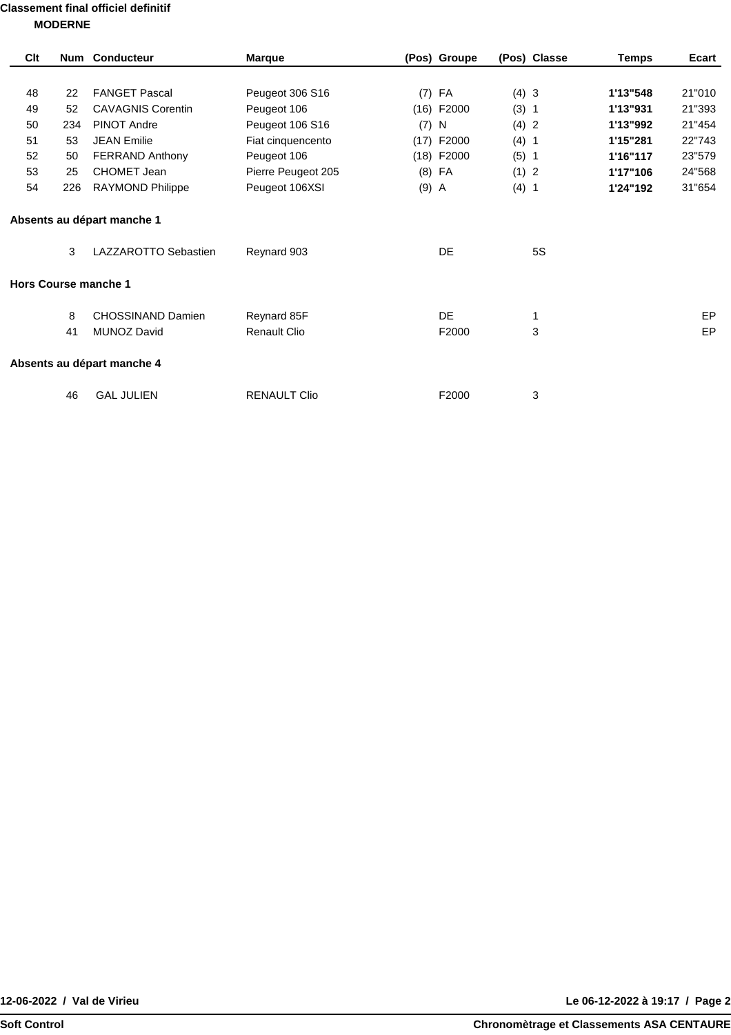**Classement final officiel definitif**

**MODERNE**

| Clt | Num | Conducteur | Marque | (Pos) | Groupe | (Pos) | Classe | Temps | Ecart |
|---|---|---|---|---|---|---|---|---|---|
| 48 | 22 | FANGET Pascal | Peugeot 306 S16 | (7) | FA | (4) | 3 | **1'13"548** | 21"010 |
| 49 | 52 | CAVAGNIS Corentin | Peugeot 106 | (16) | F2000 | (3) | 1 | **1'13"931** | 21"393 |
| 50 | 234 | PINOT Andre | Peugeot 106 S16 | (7) | N | (4) | 2 | **1'13"992** | 21"454 |
| 51 | 53 | JEAN Emilie | Fiat cinquencento | (17) | F2000 | (4) | 1 | **1'15"281** | 22"743 |
| 52 | 50 | FERRAND Anthony | Peugeot 106 | (18) | F2000 | (5) | 1 | **1'16"117** | 23"579 |
| 53 | 25 | CHOMET Jean | Pierre Peugeot 205 | (8) | FA | (1) | 2 | **1'17"106** | 24"568 |
| 54 | 226 | RAYMOND Philippe | Peugeot 106XSI | (9) | A | (4) | 1 | **1'24"192** | 31"654 |

**Absents au départ manche 1**

| Clt | Num | Conducteur | Marque | (Pos) | Groupe | (Pos) | Classe | Temps | Ecart |
|---|---|---|---|---|---|---|---|---|---|
| | 3 | LAZZAROTTO Sebastien | Reynard 903 | | DE | | 5S | | |

**Hors Course manche 1**

| Clt | Num | Conducteur | Marque | (Pos) | Groupe | (Pos) | Classe | Temps | Ecart |
|---|---|---|---|---|---|---|---|---|---|
| | 8 | CHOSSINAND Damien | Reynard 85F | | DE | | 1 | | EP |
| | 41 | MUNOZ David | Renault Clio | | F2000 | | 3 | | EP |

**Absents au départ manche 4**

| Clt | Num | Conducteur | Marque | (Pos) | Groupe | (Pos) | Classe | Temps | Ecart |
|---|---|---|---|---|---|---|---|---|---|
| | 46 | GAL JULIEN | RENAULT Clio | | F2000 | | 3 | | |

12-06-2022 / Val de Virieu

Le 06-12-2022 à 19:17

Soft Control

Chronomètrage et Classements ASA CENTAURE